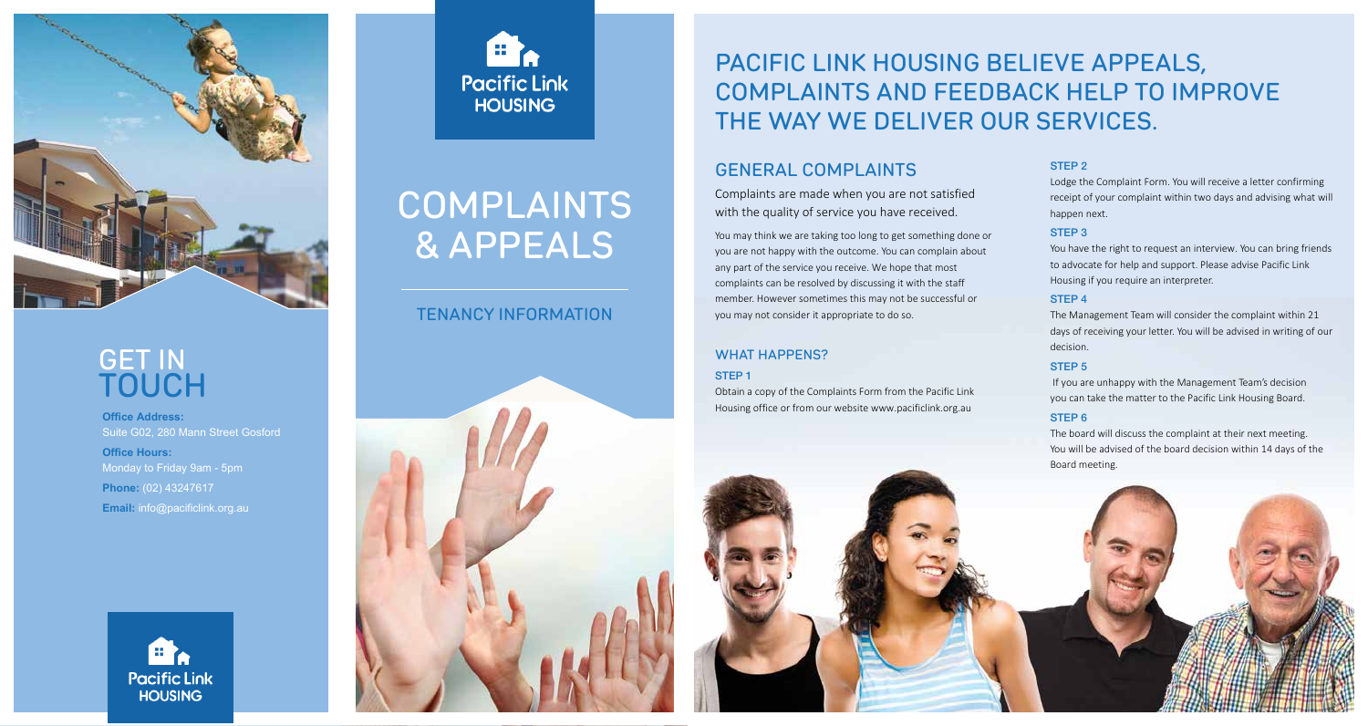# GET IN TOUCH

**Office Address:** Suite G02, 280 Mann Street Gosford

**Office Hours:** Monday to Friday 9am - 5pm

**Phone:** (02) 43247617

**Email:** info@pacificlink.org.au

Pacific Link HOUSING

Pacific Link HOUSING

# COMPLAINTS & APPEALS

## TENANCY INFORMATION

# PACIFIC LINK HOUSING BELIEVE APPEALS, COMPLAINTS AND FEEDBACK HELP TO IMPROVE THE WAY WE DELIVER OUR SERVICES.

## GENERAL COMPLAINTS

Complaints are made when you are not satisfied with the quality of service you have received.

You may think we are taking too long to get something done or you are not happy with the outcome. You can complain about any part of the service you receive. We hope that most complaints can be resolved by discussing it with the staff member. However sometimes this may not be successful or you may not consider it appropriate to do so.

### WHAT HAPPENS?

**STEP 1**

Obtain a copy of the Complaints Form from the Pacific Link Housing office or from our website www.pacificlink.org.au

**STEP 2**

Lodge the Complaint Form. You will receive a letter confirming receipt of your complaint within two days and advising what will happen next.

**STEP 3**

You have the right to request an interview. You can bring friends to advocate for help and support. Please advise Pacific Link Housing if you require an interpreter.

**STEP 4**

The Management Team will consider the complaint within 21 days of receiving your letter. You will be advised in writing of our decision.

**STEP 5**

If you are unhappy with the Management Team's decision you can take the matter to the Pacific Link Housing Board.

**STEP 6**

The board will discuss the complaint at their next meeting. You will be advised of the board decision within 14 days of the Board meeting.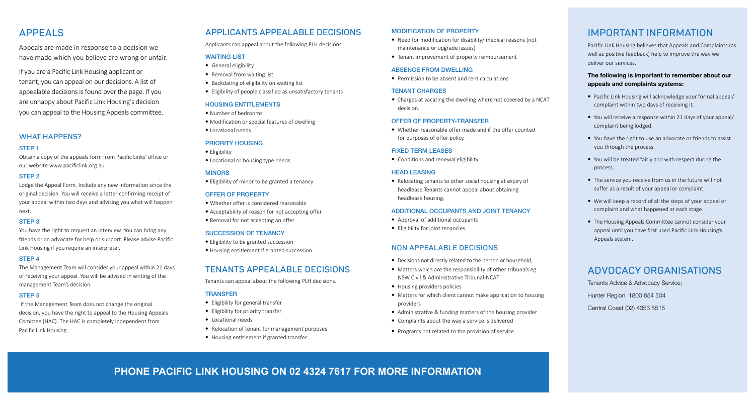# APPEALS

Appeals are made in response to a decision we have made which you believe are wrong or unfair.

If you are a Pacific Link Housing applicant or tenant, you can appeal on our decisions. A list of appealable decisions is found over the page. If you are unhappy about Pacific Link Housing's decision you can appeal to the Housing Appeals committee.

## WHAT HAPPENS?

### STEP 1

Obtain a copy of the appeals form from Pacific Links' office or our website www.pacificlink.org.au

### STEP 2

Lodge the Appeal Form. Include any new information since the original decision. You will receive a letter confirming receipt of your appeal within two days and advising you what will happen next.

### STEP 3

You have the right to request an interview. You can bring any friends or an advocate for help or support. Please advise Pacific Link Housing if you require an interpreter.

### STEP 4

The Management Team will consider your appeal within 21 days of receiving your appeal. You will be advised in writing of the management Team's decision.

### STEP 5

If the Management Team does not change the original decision, you have the right to appeal to the Housing Appeals Comittee (HAC). The HAC is completely independent from Pacific Link Housing.

# APPLICANTS APPEALABLE DECISIONS

Applicants can appeal about the following PLH decisions.

### WAITING LIST

- General eligibility
- Removal from waiting list
- Backdating of eligibility on waiting list
- Eligibility of people classified as unsatisfactory tenants

### HOUSING ENTITLEMENTS

- Number of bedrooms
- Modification or special features of dwelling
- Locational needs

### PRIORITY HOUSING

- Eligibility
- Locational or housing type needs

### MINORS

- Eligibility of minor to be granted a tenancy

### OFFER OF PROPERTY

- Whether offer is considered reasonable
- Acceptability of reason for not accepting offer
- Removal for not accepting an offer

### SUCCESSION OF TENANCY

- Eligibility to be granted succession
- Housing entitlement if granted succession

# TENANTS APPEALABLE DECISIONS

Tenants can appeal about the following PLH decisions.

### TRANSFER

- Eligibility for general transfer
- Eligibility for priority transfer
- Locational needs
- Relocation of tenant for management purposes
- Housing entitlement if granted transfer

### MODIFICATION OF PROPERTY

- Need for modification for disability/ medical reasons (not maintenance or upgrade issues)
- Tenant improvement of property reimbursement

### ABSENCE FROM DWELLING

- Permission to be absent and rent calculations

### TENANT CHARGES

- Charges at vacating the dwelling where not covered by a NCAT decision.

### OFFER OF PROPERTY-TRANSFER

- Whether reasonable offer made and if the offer counted for purposes of offer policy.

### FIXED TERM LEASES

- Conditions and renewal eligibility

### HEAD LEASING

- Relocating tenants to other social housing at expiry of headlease.Tenants cannot appeal about obtaining headlease housing.

### ADDITIONAL OCCUPANTS AND JOINT TENANCY

- Approval of additional occupants
- Eligibility for joint tenancies

# NON APPEALABLE DECISIONS

- Decisions not directly related to the person or household;
- Matters which are the responsibility of other tribunals eg. NSW Civil & Administrative Tribunal-NCAT
- Housing providers policies
- Matters for which client cannot make application to housing providers
- Administrative & funding matters of the housing provider
- Complaints about the way a service is delivered
- Programs not related to the provision of service.

# IMPORTANT INFORMATION

Pacific Link Housing believes that Appeals and Complaints (as well as positive feedback) help to improve the way we deliver our services.

**The following is important to remember about our appeals and complaints systems:**

- Pacific Link Housing will acknowledge your formal appeal/ complaint within two days of receiving it.
- You will receive a response within 21 days of your appeal/ complaint being lodged.
- You have the right to use an advocate or friends to assist you through the process.
- You will be treated fairly and with respect during the process.
- The service you receive from us in the future will not suffer as a result of your appeal or complaint.
- We will keep a record of all the steps of your appeal or complaint and what happened at each stage.
- The Housing Appeals Committee cannot consider your appeal until you have first used Pacific Link Housing's Appeals system.

# ADVOCACY ORGANISATIONS

Tenants Advice & Advocacy Service;

Hunter Region 1800 654 504

Central Coast (02) 4353 5515

**PHONE PACIFIC LINK HOUSING ON 02 4324 7617 FOR MORE INFORMATION**